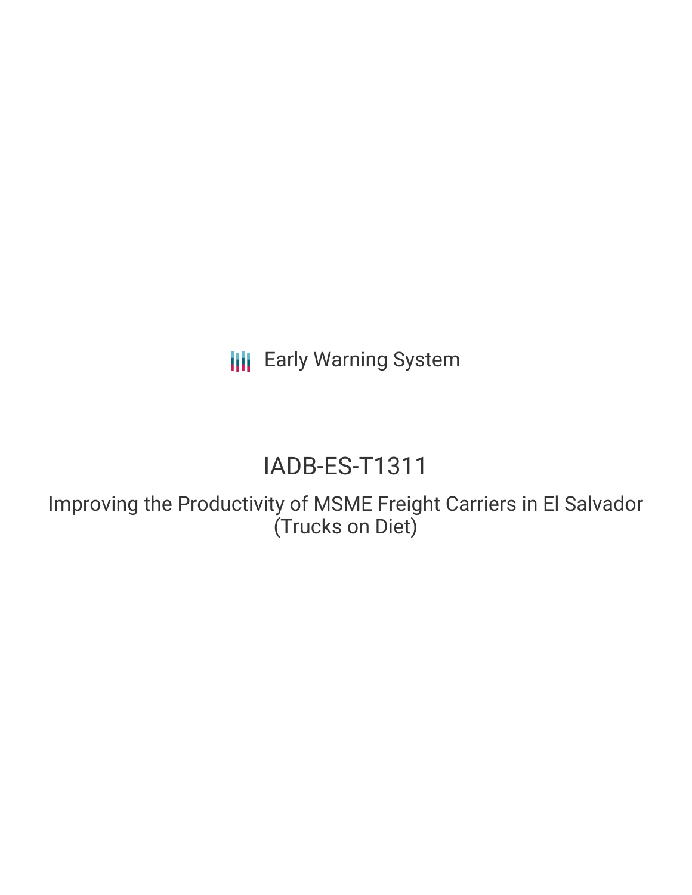Early Warning System

# IADB-ES-T1311

## Improving the Productivity of MSME Freight Carriers in El Salvador (Trucks on Diet)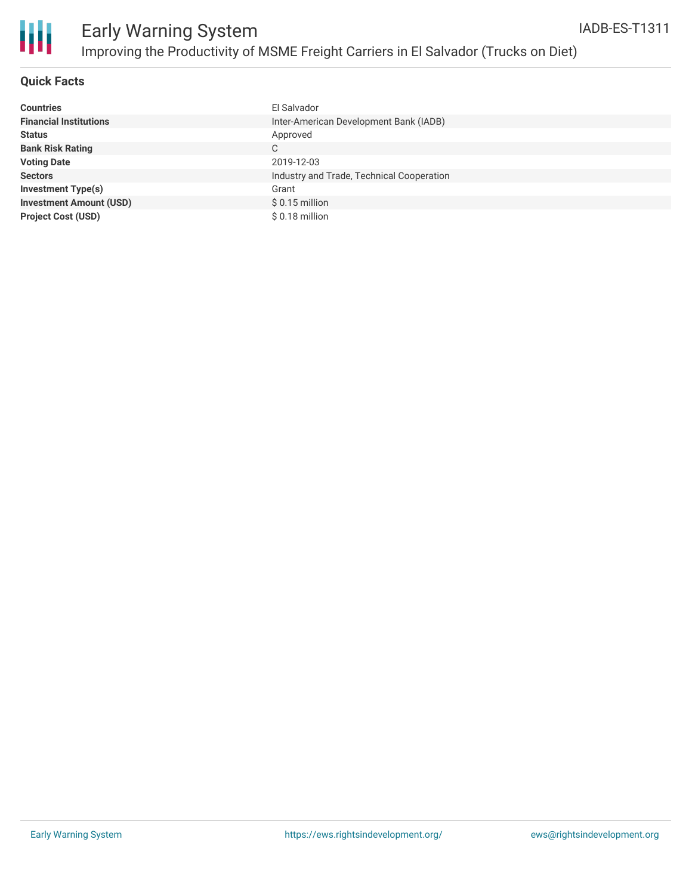# Early Warning System

## Improving the Productivity of MSME Freight Carriers in El Salvador (Trucks on Diet)

IADB-ES-T1311

### Quick Facts

| | |
|---|---|
| **Countries** | El Salvador |
| **Financial Institutions** | Inter-American Development Bank (IADB) |
| **Status** | Approved |
| **Bank Risk Rating** | C |
| **Voting Date** | 2019-12-03 |
| **Sectors** | Industry and Trade, Technical Cooperation |
| **Investment Type(s)** | Grant |
| **Investment Amount (USD)** | $ 0.15 million |
| **Project Cost (USD)** | $ 0.18 million |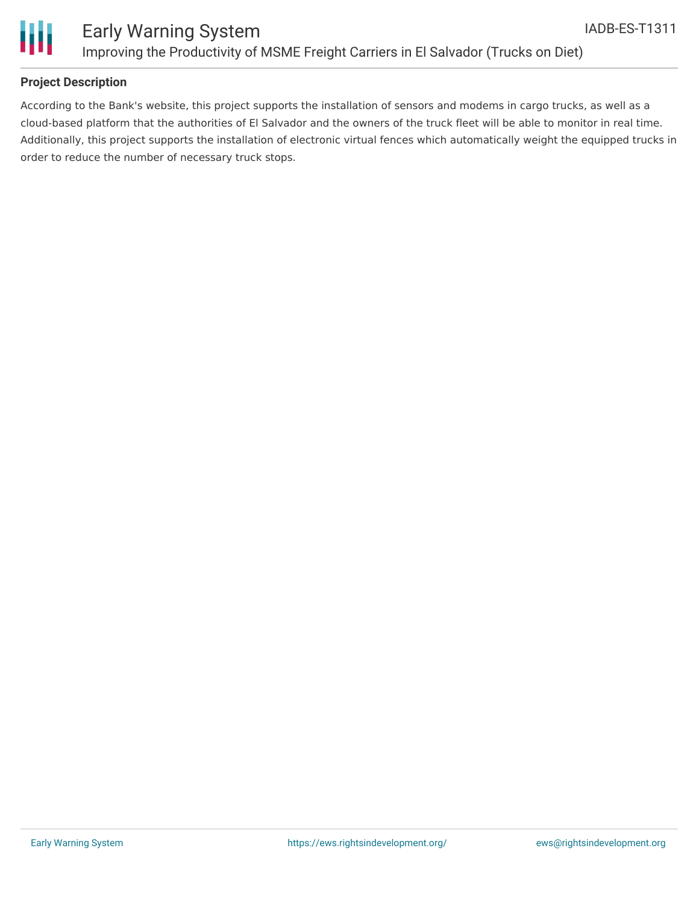## Project Description

According to the Bank's website, this project supports the installation of sensors and modems in cargo trucks, as well as a cloud-based platform that the authorities of El Salvador and the owners of the truck fleet will be able to monitor in real time. Additionally, this project supports the installation of electronic virtual fences which automatically weight the equipped trucks in order to reduce the number of necessary truck stops.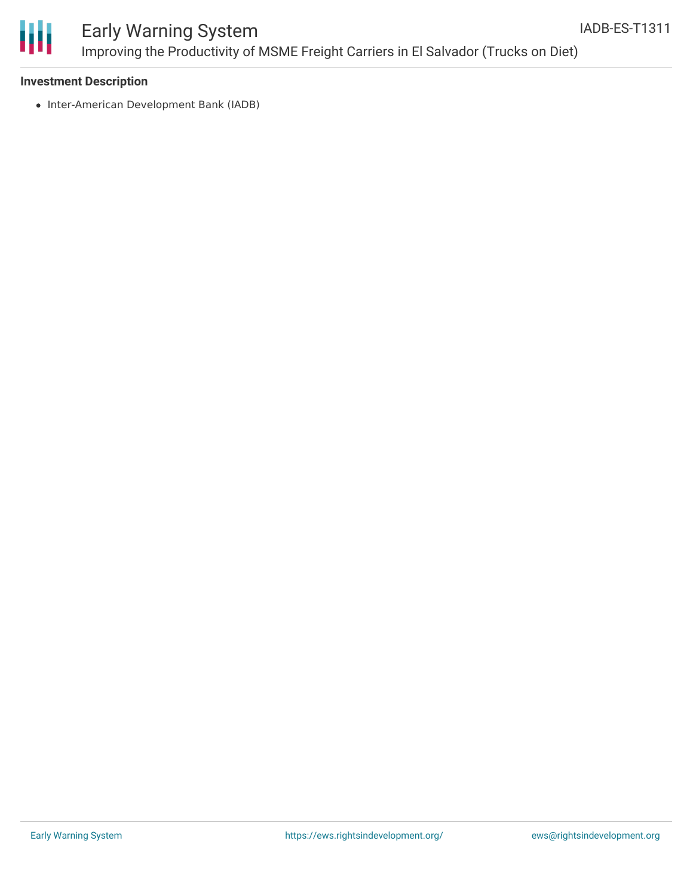**Investment Description**

- Inter-American Development Bank (IADB)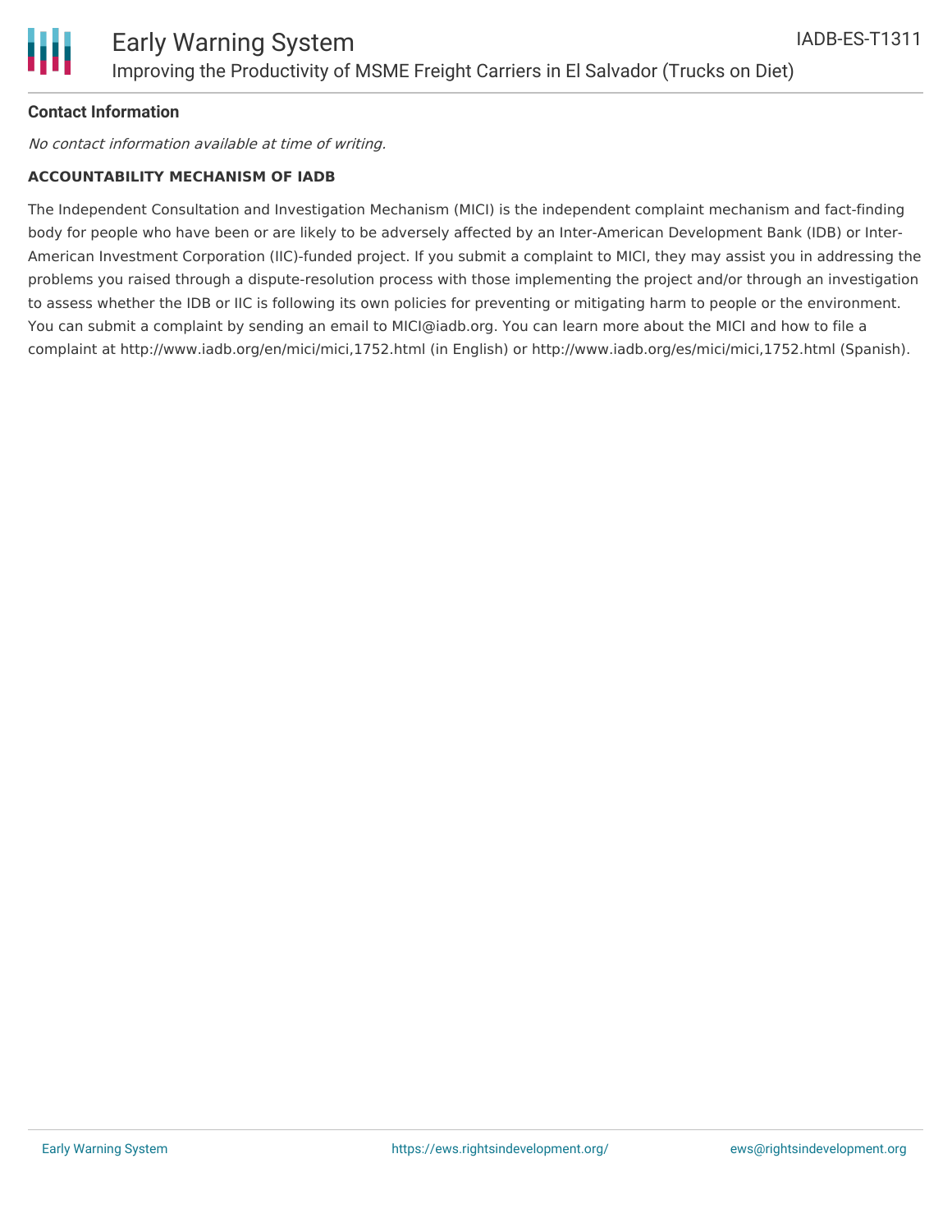**Contact Information**

*No contact information available at time of writing.*

**ACCOUNTABILITY MECHANISM OF IADB**

The Independent Consultation and Investigation Mechanism (MICI) is the independent complaint mechanism and fact-finding body for people who have been or are likely to be adversely affected by an Inter-American Development Bank (IDB) or Inter-American Investment Corporation (IIC)-funded project. If you submit a complaint to MICI, they may assist you in addressing the problems you raised through a dispute-resolution process with those implementing the project and/or through an investigation to assess whether the IDB or IIC is following its own policies for preventing or mitigating harm to people or the environment. You can submit a complaint by sending an email to MICI@iadb.org. You can learn more about the MICI and how to file a complaint at http://www.iadb.org/en/mici/mici,1752.html (in English) or http://www.iadb.org/es/mici/mici,1752.html (Spanish).